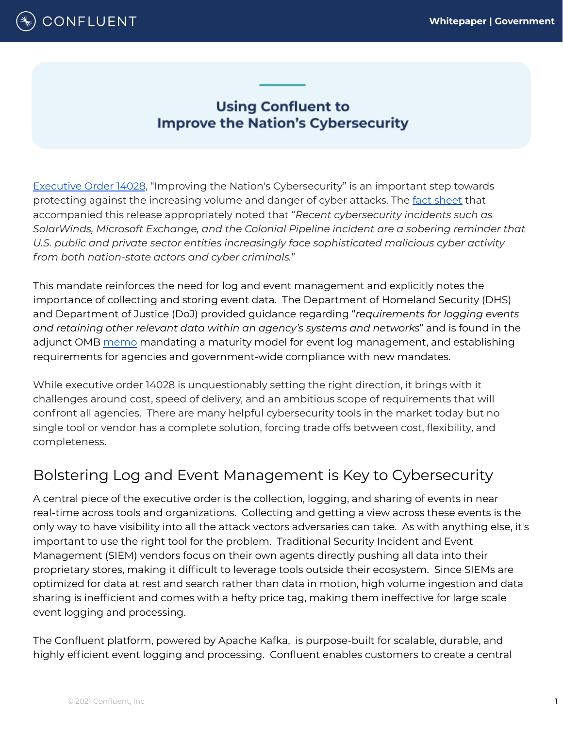# Using Confluent to Improve the Nation's Cybersecurity

Executive Order 14028, "Improving the Nation's Cybersecurity" is an important step towards protecting against the increasing volume and danger of cyber attacks. The fact sheet that accompanied this release appropriately noted that "*Recent cybersecurity incidents such as SolarWinds, Microsoft Exchange, and the Colonial Pipeline incident are a sobering reminder that U.S. public and private sector entities increasingly face sophisticated malicious cyber activity from both nation-state actors and cyber criminals.*"

This mandate reinforces the need for log and event management and explicitly notes the importance of collecting and storing event data. The Department of Homeland Security (DHS) and Department of Justice (DoJ) provided guidance regarding "*requirements for logging events and retaining other relevant data within an agency's systems and networks*" and is found in the adjunct OMB memo mandating a maturity model for event log management, and establishing requirements for agencies and government-wide compliance with new mandates.

While executive order 14028 is unquestionably setting the right direction, it brings with it challenges around cost, speed of delivery, and an ambitious scope of requirements that will confront all agencies. There are many helpful cybersecurity tools in the market today but no single tool or vendor has a complete solution, forcing trade offs between cost, flexibility, and completeness.

## Bolstering Log and Event Management is Key to Cybersecurity

A central piece of the executive order is the collection, logging, and sharing of events in near real-time across tools and organizations. Collecting and getting a view across these events is the only way to have visibility into all the attack vectors adversaries can take. As with anything else, it's important to use the right tool for the problem. Traditional Security Incident and Event Management (SIEM) vendors focus on their own agents directly pushing all data into their proprietary stores, making it difficult to leverage tools outside their ecosystem. Since SIEMs are optimized for data at rest and search rather than data in motion, high volume ingestion and data sharing is inefficient and comes with a hefty price tag, making them ineffective for large scale event logging and processing.

The Confluent platform, powered by Apache Kafka, is purpose-built for scalable, durable, and highly efficient event logging and processing. Confluent enables customers to create a central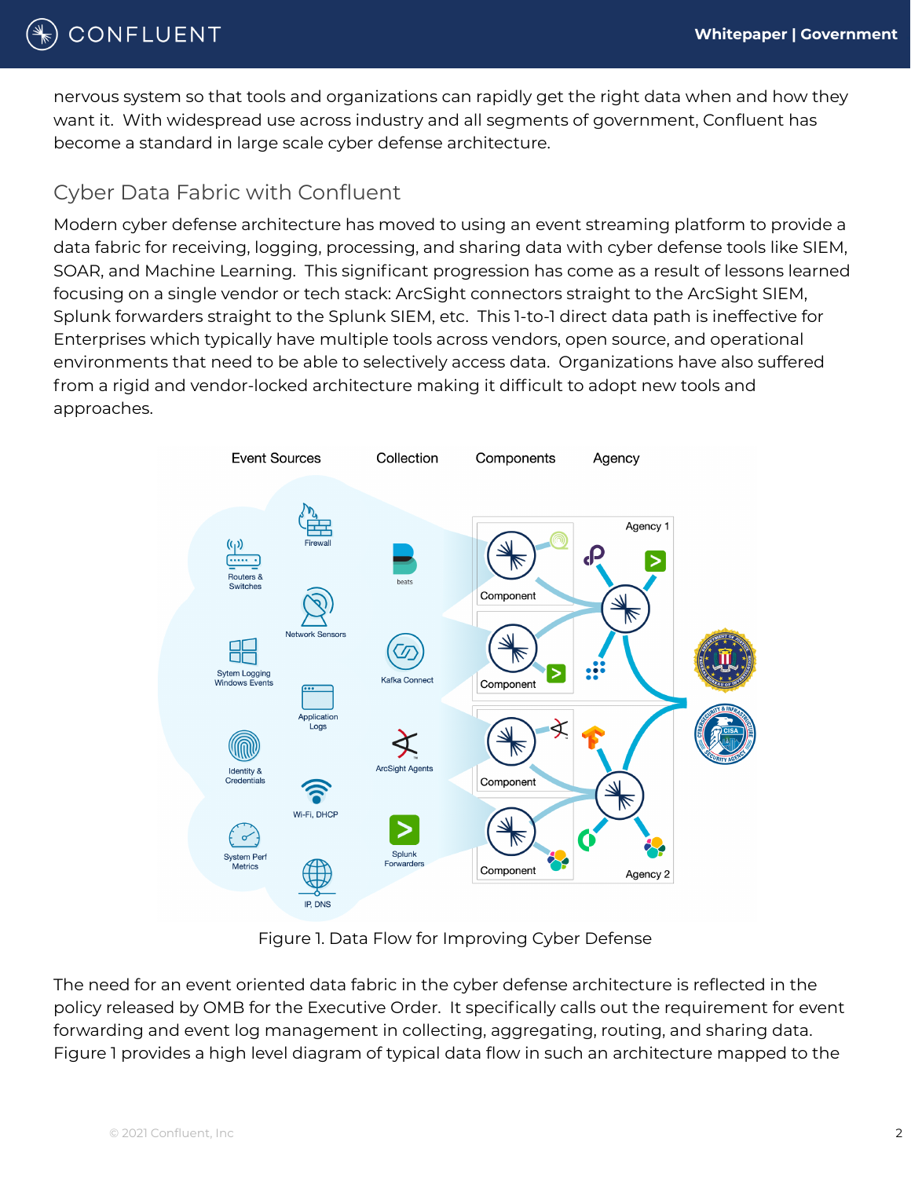nervous system so that tools and organizations can rapidly get the right data when and how they want it. With widespread use across industry and all segments of government, Confluent has become a standard in large scale cyber defense architecture.

## Cyber Data Fabric with Confluent

Modern cyber defense architecture has moved to using an event streaming platform to provide a data fabric for receiving, logging, processing, and sharing data with cyber defense tools like SIEM, SOAR, and Machine Learning. This significant progression has come as a result of lessons learned focusing on a single vendor or tech stack: ArcSight connectors straight to the ArcSight SIEM, Splunk forwarders straight to the Splunk SIEM, etc. This 1-to-1 direct data path is ineffective for Enterprises which typically have multiple tools across vendors, open source, and operational environments that need to be able to selectively access data. Organizations have also suffered from a rigid and vendor-locked architecture making it difficult to adopt new tools and approaches.

Figure 1. Data Flow for Improving Cyber Defense

The need for an event oriented data fabric in the cyber defense architecture is reflected in the policy released by OMB for the Executive Order. It specifically calls out the requirement for event forwarding and event log management in collecting, aggregating, routing, and sharing data. Figure 1 provides a high level diagram of typical data flow in such an architecture mapped to the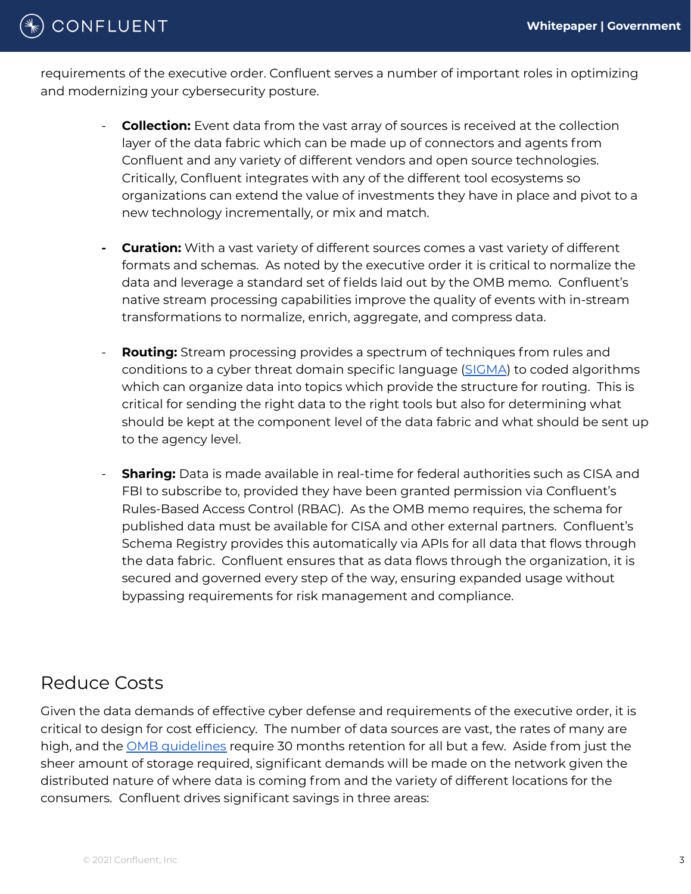requirements of the executive order. Confluent serves a number of important roles in optimizing and modernizing your cybersecurity posture.

- **Collection:** Event data from the vast array of sources is received at the collection layer of the data fabric which can be made up of connectors and agents from Confluent and any variety of different vendors and open source technologies. Critically, Confluent integrates with any of the different tool ecosystems so organizations can extend the value of investments they have in place and pivot to a new technology incrementally, or mix and match.

- **Curation:** With a vast variety of different sources comes a vast variety of different formats and schemas. As noted by the executive order it is critical to normalize the data and leverage a standard set of fields laid out by the OMB memo. Confluent's native stream processing capabilities improve the quality of events with in-stream transformations to normalize, enrich, aggregate, and compress data.

- **Routing:** Stream processing provides a spectrum of techniques from rules and conditions to a cyber threat domain specific language (SIGMA) to coded algorithms which can organize data into topics which provide the structure for routing. This is critical for sending the right data to the right tools but also for determining what should be kept at the component level of the data fabric and what should be sent up to the agency level.

- **Sharing:** Data is made available in real-time for federal authorities such as CISA and FBI to subscribe to, provided they have been granted permission via Confluent's Rules-Based Access Control (RBAC). As the OMB memo requires, the schema for published data must be available for CISA and other external partners. Confluent's Schema Registry provides this automatically via APIs for all data that flows through the data fabric. Confluent ensures that as data flows through the organization, it is secured and governed every step of the way, ensuring expanded usage without bypassing requirements for risk management and compliance.

## Reduce Costs

Given the data demands of effective cyber defense and requirements of the executive order, it is critical to design for cost efficiency. The number of data sources are vast, the rates of many are high, and the OMB guidelines require 30 months retention for all but a few. Aside from just the sheer amount of storage required, significant demands will be made on the network given the distributed nature of where data is coming from and the variety of different locations for the consumers. Confluent drives significant savings in three areas: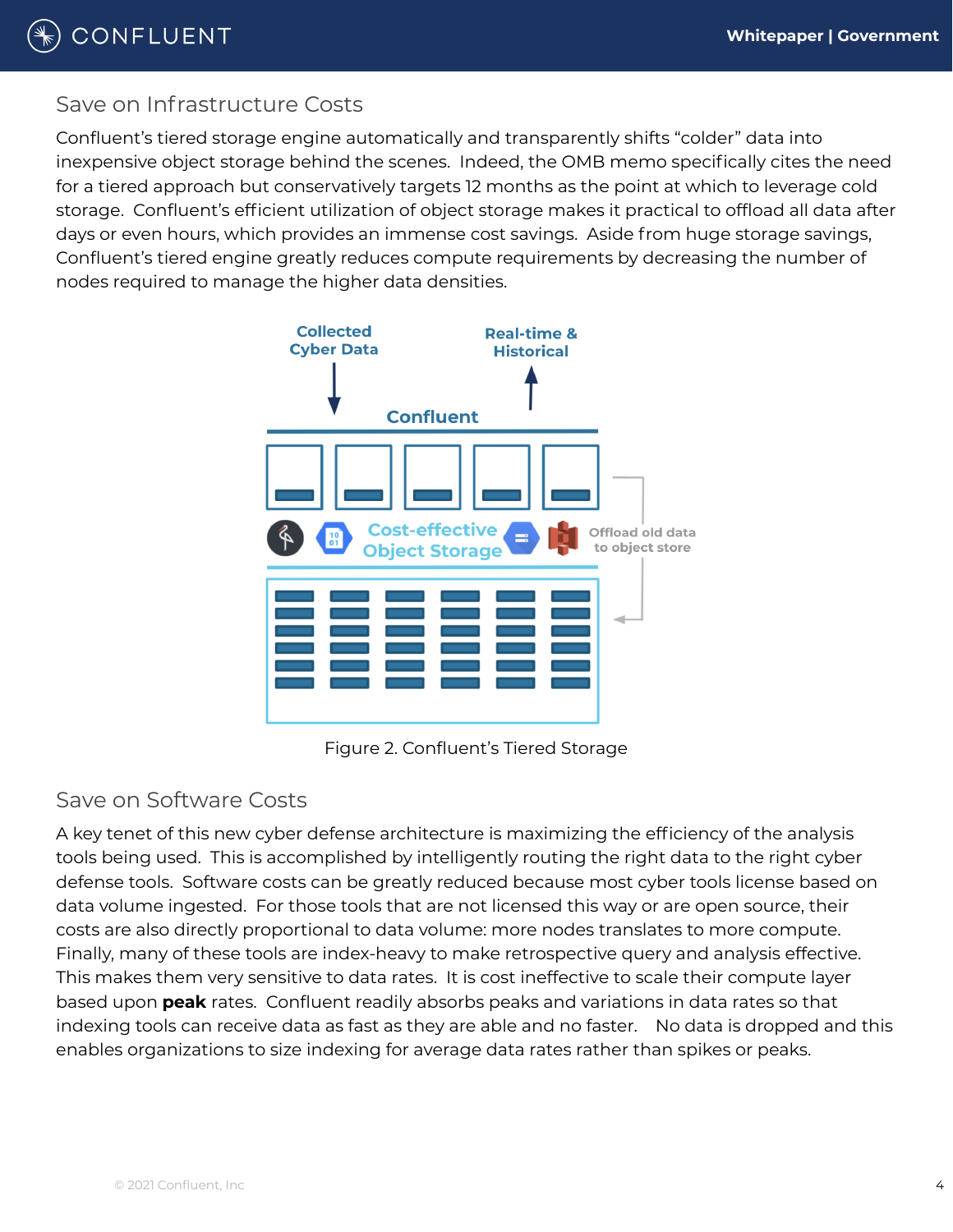## Save on Infrastructure Costs

Confluent's tiered storage engine automatically and transparently shifts "colder" data into inexpensive object storage behind the scenes. Indeed, the OMB memo specifically cites the need for a tiered approach but conservatively targets 12 months as the point at which to leverage cold storage. Confluent's efficient utilization of object storage makes it practical to offload all data after days or even hours, which provides an immense cost savings. Aside from huge storage savings, Confluent's tiered engine greatly reduces compute requirements by decreasing the number of nodes required to manage the higher data densities.

Figure 2. Confluent's Tiered Storage

## Save on Software Costs

A key tenet of this new cyber defense architecture is maximizing the efficiency of the analysis tools being used. This is accomplished by intelligently routing the right data to the right cyber defense tools. Software costs can be greatly reduced because most cyber tools license based on data volume ingested. For those tools that are not licensed this way or are open source, their costs are also directly proportional to data volume: more nodes translates to more compute. Finally, many of these tools are index-heavy to make retrospective query and analysis effective. This makes them very sensitive to data rates. It is cost ineffective to scale their compute layer based upon **peak** rates. Confluent readily absorbs peaks and variations in data rates so that indexing tools can receive data as fast as they are able and no faster. No data is dropped and this enables organizations to size indexing for average data rates rather than spikes or peaks.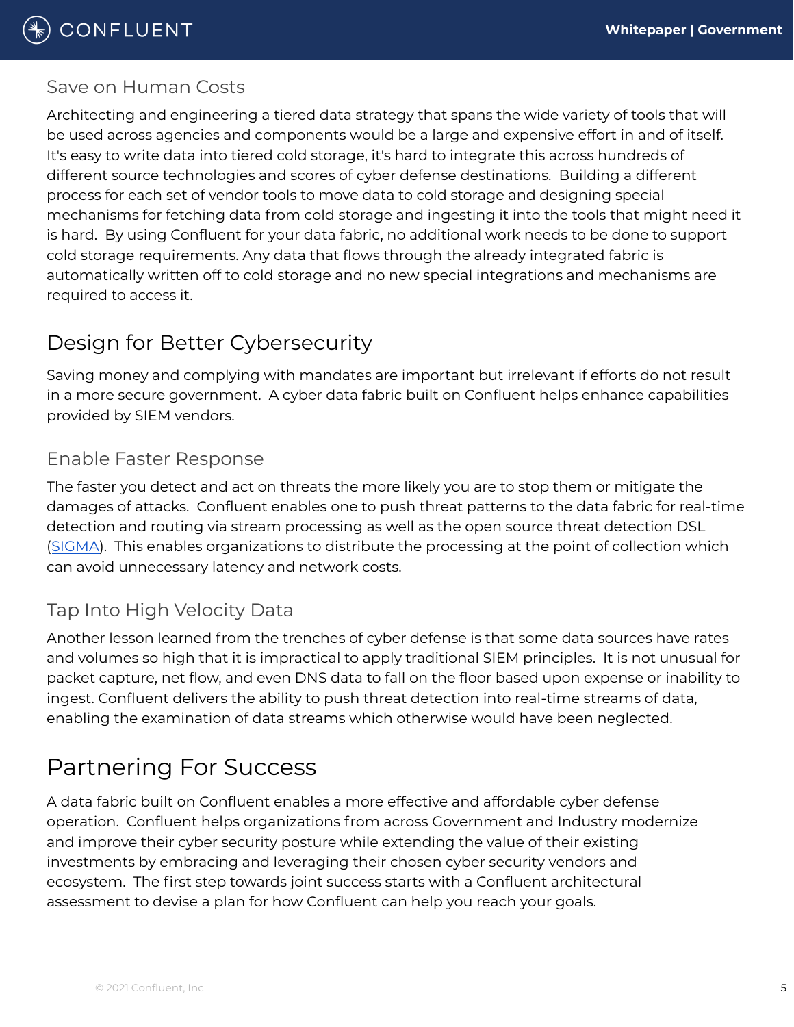### Save on Human Costs

Architecting and engineering a tiered data strategy that spans the wide variety of tools that will be used across agencies and components would be a large and expensive effort in and of itself. It's easy to write data into tiered cold storage, it's hard to integrate this across hundreds of different source technologies and scores of cyber defense destinations. Building a different process for each set of vendor tools to move data to cold storage and designing special mechanisms for fetching data from cold storage and ingesting it into the tools that might need it is hard. By using Confluent for your data fabric, no additional work needs to be done to support cold storage requirements. Any data that flows through the already integrated fabric is automatically written off to cold storage and no new special integrations and mechanisms are required to access it.

## Design for Better Cybersecurity

Saving money and complying with mandates are important but irrelevant if efforts do not result in a more secure government. A cyber data fabric built on Confluent helps enhance capabilities provided by SIEM vendors.

### Enable Faster Response

The faster you detect and act on threats the more likely you are to stop them or mitigate the damages of attacks. Confluent enables one to push threat patterns to the data fabric for real-time detection and routing via stream processing as well as the open source threat detection DSL (SIGMA). This enables organizations to distribute the processing at the point of collection which can avoid unnecessary latency and network costs.

### Tap Into High Velocity Data

Another lesson learned from the trenches of cyber defense is that some data sources have rates and volumes so high that it is impractical to apply traditional SIEM principles. It is not unusual for packet capture, net flow, and even DNS data to fall on the floor based upon expense or inability to ingest. Confluent delivers the ability to push threat detection into real-time streams of data, enabling the examination of data streams which otherwise would have been neglected.

## Partnering For Success

A data fabric built on Confluent enables a more effective and affordable cyber defense operation. Confluent helps organizations from across Government and Industry modernize and improve their cyber security posture while extending the value of their existing investments by embracing and leveraging their chosen cyber security vendors and ecosystem. The first step towards joint success starts with a Confluent architectural assessment to devise a plan for how Confluent can help you reach your goals.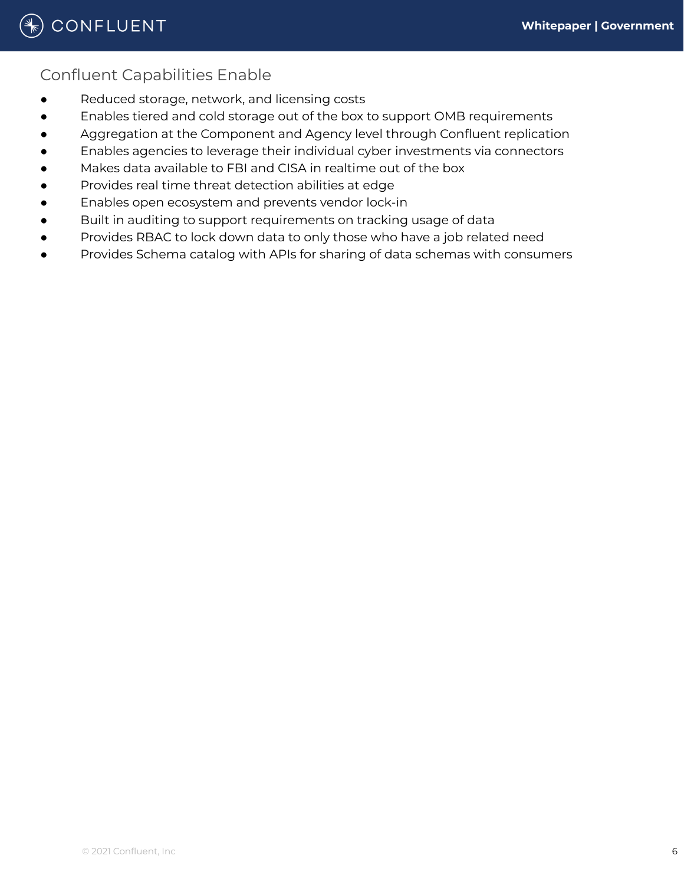## Confluent Capabilities Enable

- Reduced storage, network, and licensing costs
- Enables tiered and cold storage out of the box to support OMB requirements
- Aggregation at the Component and Agency level through Confluent replication
- Enables agencies to leverage their individual cyber investments via connectors
- Makes data available to FBI and CISA in realtime out of the box
- Provides real time threat detection abilities at edge
- Enables open ecosystem and prevents vendor lock-in
- Built in auditing to support requirements on tracking usage of data
- Provides RBAC to lock down data to only those who have a job related need
- Provides Schema catalog with APIs for sharing of data schemas with consumers